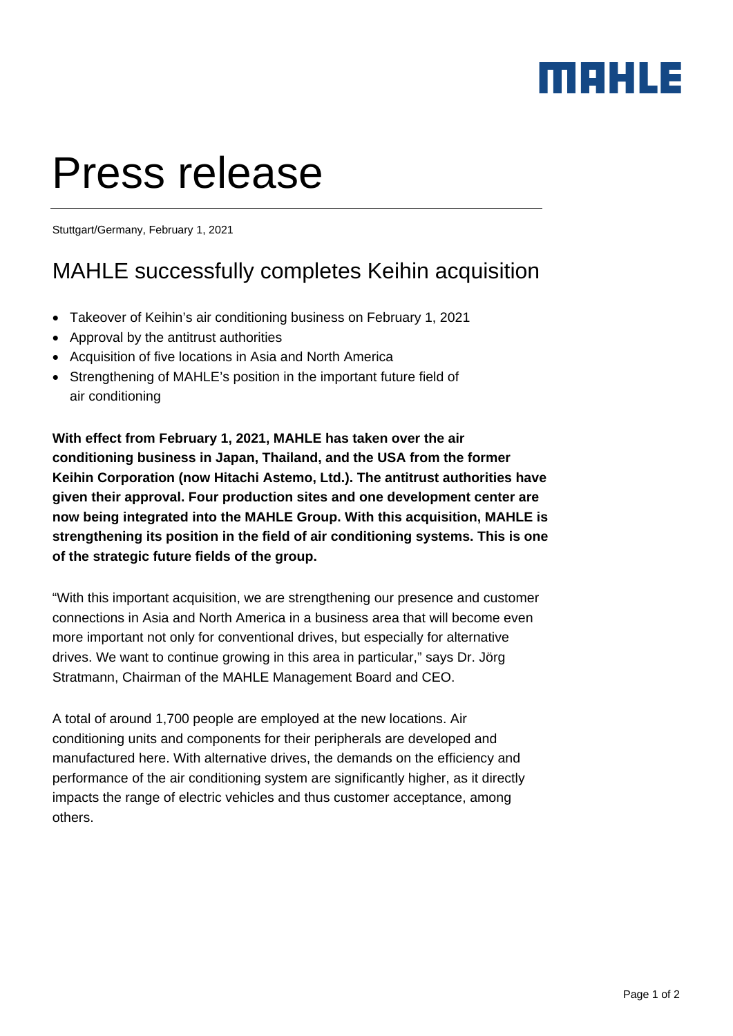# Press release

Stuttgart/Germany, February 1, 2021

## MAHLE successfully completes Keihin acquisition

- Takeover of Keihin's air conditioning business on February 1, 2021
- Approval by the antitrust authorities
- Acquisition of five locations in Asia and North America
- Strengthening of MAHLE's position in the important future field of air conditioning

**With effect from February 1, 2021, MAHLE has taken over the air conditioning business in Japan, Thailand, and the USA from the former Keihin Corporation (now Hitachi Astemo, Ltd.). The antitrust authorities have given their approval. Four production sites and one development center are now being integrated into the MAHLE Group. With this acquisition, MAHLE is strengthening its position in the field of air conditioning systems. This is one of the strategic future fields of the group.**

"With this important acquisition, we are strengthening our presence and customer connections in Asia and North America in a business area that will become even more important not only for conventional drives, but especially for alternative drives. We want to continue growing in this area in particular," says Dr. Jörg Stratmann, Chairman of the MAHLE Management Board and CEO.

A total of around 1,700 people are employed at the new locations. Air conditioning units and components for their peripherals are developed and manufactured here. With alternative drives, the demands on the efficiency and performance of the air conditioning system are significantly higher, as it directly impacts the range of electric vehicles and thus customer acceptance, among others.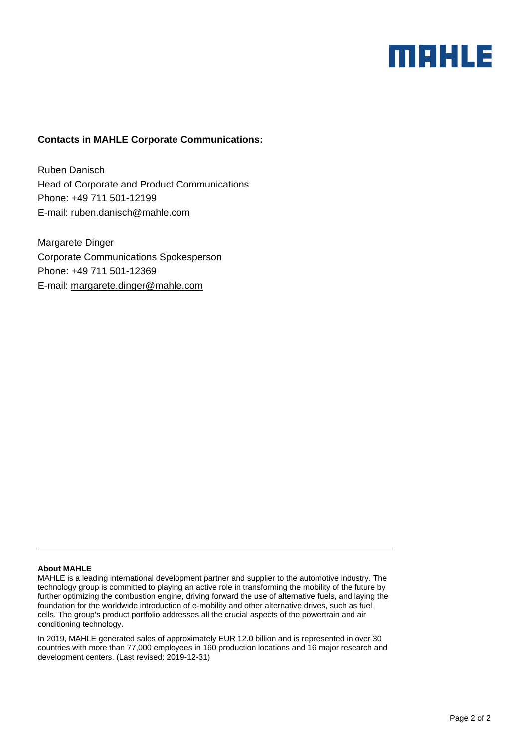**Contacts in MAHLE Corporate Communications:**

Ruben Danisch
Head of Corporate and Product Communications
Phone: +49 711 501-12199
E-mail: ruben.danisch@mahle.com

Margarete Dinger
Corporate Communications Spokesperson
Phone: +49 711 501-12369
E-mail: margarete.dinger@mahle.com

---

**About MAHLE**

MAHLE is a leading international development partner and supplier to the automotive industry. The technology group is committed to playing an active role in transforming the mobility of the future by further optimizing the combustion engine, driving forward the use of alternative fuels, and laying the foundation for the worldwide introduction of e-mobility and other alternative drives, such as fuel cells. The group's product portfolio addresses all the crucial aspects of the powertrain and air conditioning technology.

In 2019, MAHLE generated sales of approximately EUR 12.0 billion and is represented in over 30 countries with more than 77,000 employees in 160 production locations and 16 major research and development centers. (Last revised: 2019-12-31)